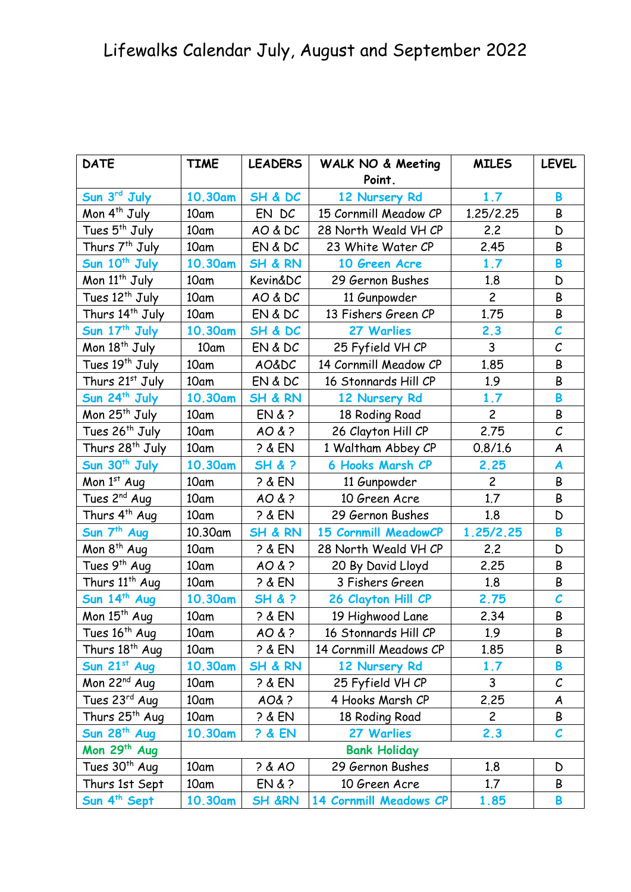# Lifewalks Calendar July, August and September 2022

| DATE | TIME | LEADERS | WALK NO & Meeting Point. | MILES | LEVEL |
|---|---|---|---|---|---|
| Sun 3rd July | 10.30am | SH & DC | 12 Nursery Rd | 1.7 | B |
| Mon 4th July | 10am | EN DC | 15 Cornmill Meadow CP | 1.25/2.25 | B |
| Tues 5th July | 10am | AO & DC | 28 North Weald VH CP | 2.2 | D |
| Thurs 7th July | 10am | EN & DC | 23 White Water CP | 2.45 | B |
| Sun 10th July | 10.30am | SH & RN | 10 Green Acre | 1.7 | B |
| Mon 11th July | 10am | Kevin&DC | 29 Gernon Bushes | 1.8 | D |
| Tues 12th July | 10am | AO & DC | 11 Gunpowder | 2 | B |
| Thurs 14th July | 10am | EN & DC | 13 Fishers Green CP | 1.75 | B |
| Sun 17th July | 10.30am | SH & DC | 27 Warlies | 2.3 | C |
| Mon 18th July | 10am | EN & DC | 25 Fyfield VH CP | 3 | C |
| Tues 19th July | 10am | AO&DC | 14 Cornmill Meadow CP | 1.85 | B |
| Thurs 21st July | 10am | EN & DC | 16 Stonnards Hill CP | 1.9 | B |
| Sun 24th July | 10.30am | SH & RN | 12 Nursery Rd | 1.7 | B |
| Mon 25th July | 10am | EN & ? | 18 Roding Road | 2 | B |
| Tues 26th July | 10am | AO & ? | 26 Clayton Hill CP | 2.75 | C |
| Thurs 28th July | 10am | ? & EN | 1 Waltham Abbey CP | 0.8/1.6 | A |
| Sun 30th July | 10.30am | SH & ? | 6 Hooks Marsh CP | 2.25 | A |
| Mon 1st Aug | 10am | ? & EN | 11 Gunpowder | 2 | B |
| Tues 2nd Aug | 10am | AO & ? | 10 Green Acre | 1.7 | B |
| Thurs 4th Aug | 10am | ? & EN | 29 Gernon Bushes | 1.8 | D |
| Sun 7th Aug | 10.30am | SH & RN | 15 Cornmill MeadowCP | 1.25/2.25 | B |
| Mon 8th Aug | 10am | ? & EN | 28 North Weald VH CP | 2.2 | D |
| Tues 9th Aug | 10am | AO & ? | 20 By David Lloyd | 2.25 | B |
| Thurs 11th Aug | 10am | ? & EN | 3 Fishers Green | 1.8 | B |
| Sun 14th Aug | 10.30am | SH & ? | 26 Clayton Hill CP | 2.75 | C |
| Mon 15th Aug | 10am | ? & EN | 19 Highwood Lane | 2.34 | B |
| Tues 16th Aug | 10am | AO & ? | 16 Stonnards Hill CP | 1.9 | B |
| Thurs 18th Aug | 10am | ? & EN | 14 Cornmill Meadows CP | 1.85 | B |
| Sun 21st Aug | 10.30am | SH & RN | 12 Nursery Rd | 1.7 | B |
| Mon 22nd Aug | 10am | ? & EN | 25 Fyfield VH CP | 3 | C |
| Tues 23rd Aug | 10am | AO& ? | 4 Hooks Marsh CP | 2.25 | A |
| Thurs 25th Aug | 10am | ? & EN | 18 Roding Road | 2 | B |
| Sun 28th Aug | 10.30am | ? & EN | 27 Warlies | 2.3 | C |
| Mon 29th Aug | Bank Holiday | | | | |
| Tues 30th Aug | 10am | ? & AO | 29 Gernon Bushes | 1.8 | D |
| Thurs 1st Sept | 10am | EN & ? | 10 Green Acre | 1.7 | B |
| Sun 4th Sept | 10.30am | SH &RN | 14 Cornmill Meadows CP | 1.85 | B |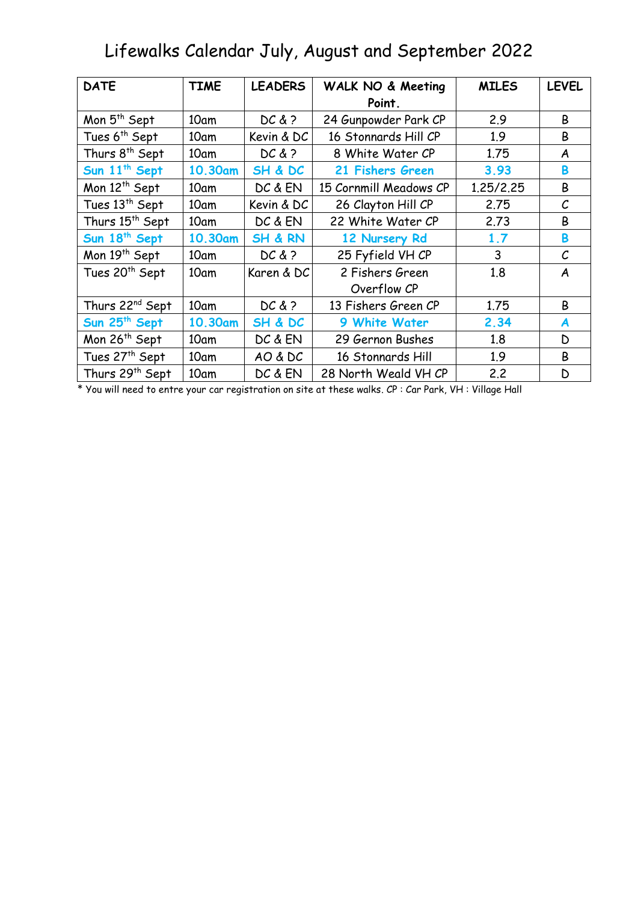# Lifewalks Calendar July, August and September 2022

| DATE | TIME | LEADERS | WALK NO & Meeting Point. | MILES | LEVEL |
|---|---|---|---|---|---|
| Mon 5th Sept | 10am | DC & ? | 24 Gunpowder Park CP | 2.9 | B |
| Tues 6th Sept | 10am | Kevin & DC | 16 Stonnards Hill CP | 1.9 | B |
| Thurs 8th Sept | 10am | DC & ? | 8 White Water CP | 1.75 | A |
| **Sun 11th Sept** | **10.30am** | **SH & DC** | **21 Fishers Green** | **3.93** | **B** |
| Mon 12th Sept | 10am | DC & EN | 15 Cornmill Meadows CP | 1.25/2.25 | B |
| Tues 13th Sept | 10am | Kevin & DC | 26 Clayton Hill CP | 2.75 | C |
| Thurs 15th Sept | 10am | DC & EN | 22 White Water CP | 2.73 | B |
| **Sun 18th Sept** | **10.30am** | **SH & RN** | **12 Nursery Rd** | **1.7** | **B** |
| Mon 19th Sept | 10am | DC & ? | 25 Fyfield VH CP | 3 | C |
| Tues 20th Sept | 10am | Karen & DC | 2 Fishers Green Overflow CP | 1.8 | A |
| Thurs 22nd Sept | 10am | DC & ? | 13 Fishers Green CP | 1.75 | B |
| **Sun 25th Sept** | **10.30am** | **SH & DC** | **9 White Water** | **2.34** | **A** |
| Mon 26th Sept | 10am | DC & EN | 29 Gernon Bushes | 1.8 | D |
| Tues 27th Sept | 10am | AO & DC | 16 Stonnards Hill | 1.9 | B |
| Thurs 29th Sept | 10am | DC & EN | 28 North Weald VH CP | 2.2 | D |

* You will need to entre your car registration on site at these walks. CP : Car Park, VH : Village Hall